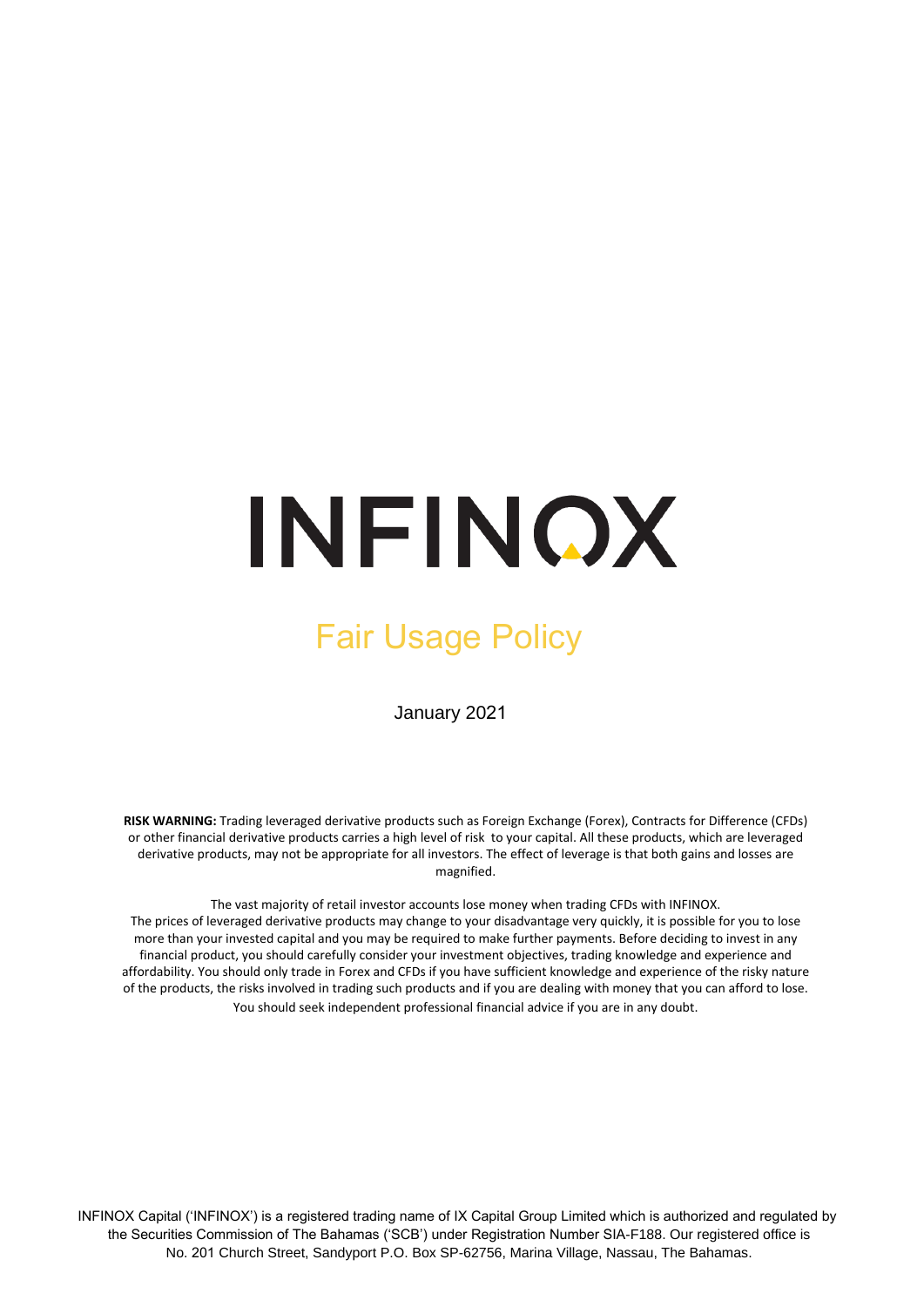# INFINOX

## Fair Usage Policy

January 2021

**RISK WARNING:** Trading leveraged derivative products such as Foreign Exchange (Forex), Contracts for Difference (CFDs) or other financial derivative products carries a high level of risk to your capital. All these products, which are leveraged derivative products, may not be appropriate for all investors. The effect of leverage is that both gains and losses are magnified.

The vast majority of retail investor accounts lose money when trading CFDs with INFINOX. The prices of leveraged derivative products may change to your disadvantage very quickly, it is possible for you to lose more than your invested capital and you may be required to make further payments. Before deciding to invest in any financial product, you should carefully consider your investment objectives, trading knowledge and experience and affordability. You should only trade in Forex and CFDs if you have sufficient knowledge and experience of the risky nature of the products, the risks involved in trading such products and if you are dealing with money that you can afford to lose. You should seek independent professional financial advice if you are in any doubt.

INFINOX Capital ('INFINOX') is a registered trading name of IX Capital Group Limited which is authorized and regulated by the Securities Commission of The Bahamas ('SCB') under Registration Number SIA-F188. Our registered office is No. 201 Church Street, Sandyport P.O. Box SP-62756, Marina Village, Nassau, The Bahamas.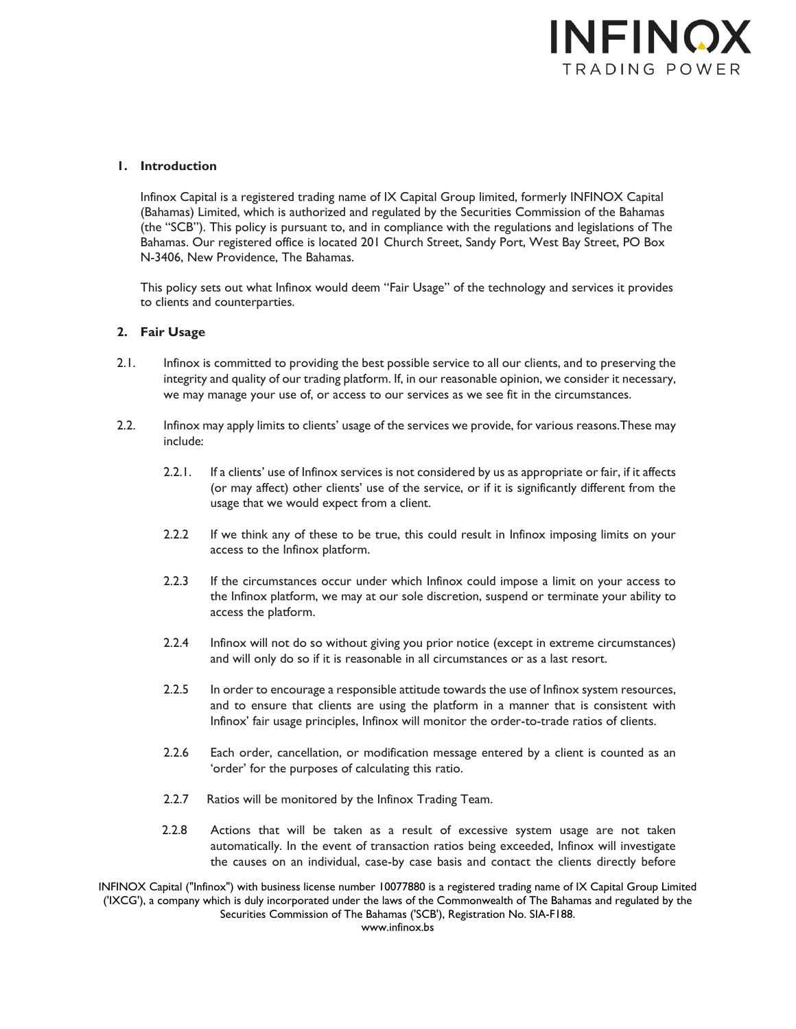## 1. Introduction

Infinox Capital is a registered trading name of IX Capital Group limited, formerly INFINOX Capital (Bahamas) Limited, which is authorized and regulated by the Securities Commission of the Bahamas (the "SCB"). This policy is pursuant to, and in compliance with the regulations and legislations of The Bahamas. Our registered office is located 201 Church Street, Sandy Port, West Bay Street, PO Box N-3406, New Providence, The Bahamas.

This policy sets out what Infinox would deem "Fair Usage" of the technology and services it provides to clients and counterparties.

## 2. Fair Usage

2.1. Infinox is committed to providing the best possible service to all our clients, and to preserving the integrity and quality of our trading platform. If, in our reasonable opinion, we consider it necessary, we may manage your use of, or access to our services as we see fit in the circumstances.

2.2. Infinox may apply limits to clients' usage of the services we provide, for various reasons.These may include:

2.2.1. If a clients' use of Infinox services is not considered by us as appropriate or fair, if it affects (or may affect) other clients' use of the service, or if it is significantly different from the usage that we would expect from a client.

2.2.2 If we think any of these to be true, this could result in Infinox imposing limits on your access to the Infinox platform.

2.2.3 If the circumstances occur under which Infinox could impose a limit on your access to the Infinox platform, we may at our sole discretion, suspend or terminate your ability to access the platform.

2.2.4 Infinox will not do so without giving you prior notice (except in extreme circumstances) and will only do so if it is reasonable in all circumstances or as a last resort.

2.2.5 In order to encourage a responsible attitude towards the use of Infinox system resources, and to ensure that clients are using the platform in a manner that is consistent with Infinox' fair usage principles, Infinox will monitor the order-to-trade ratios of clients.

2.2.6 Each order, cancellation, or modification message entered by a client is counted as an 'order' for the purposes of calculating this ratio.

2.2.7 Ratios will be monitored by the Infinox Trading Team.

2.2.8 Actions that will be taken as a result of excessive system usage are not taken automatically. In the event of transaction ratios being exceeded, Infinox will investigate the causes on an individual, case-by case basis and contact the clients directly before

INFINOX Capital ("Infinox") with business license number 10077880 is a registered trading name of IX Capital Group Limited ('IXCG'), a company which is duly incorporated under the laws of the Commonwealth of The Bahamas and regulated by the Securities Commission of The Bahamas ('SCB'), Registration No. SIA-F188.
www.infinox.bs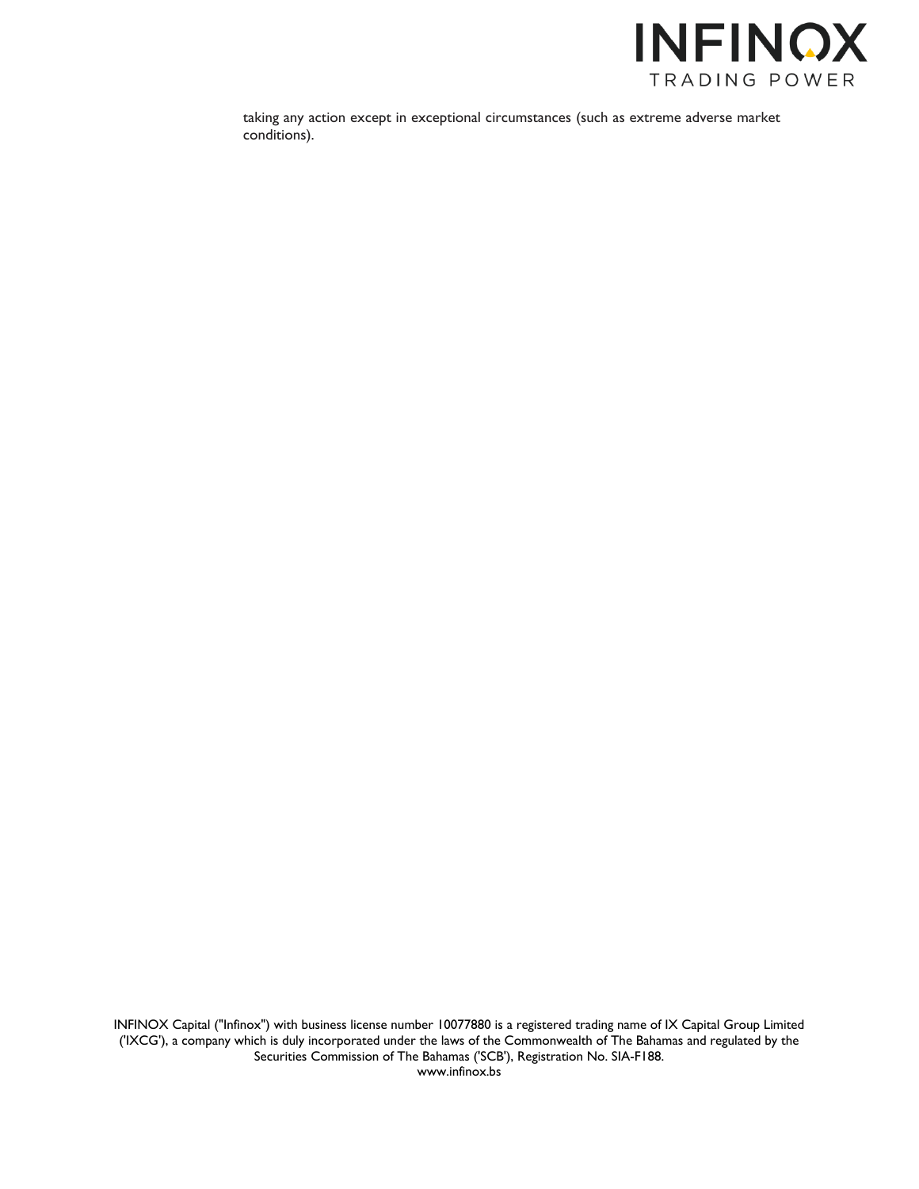taking any action except in exceptional circumstances (such as extreme adverse market conditions).